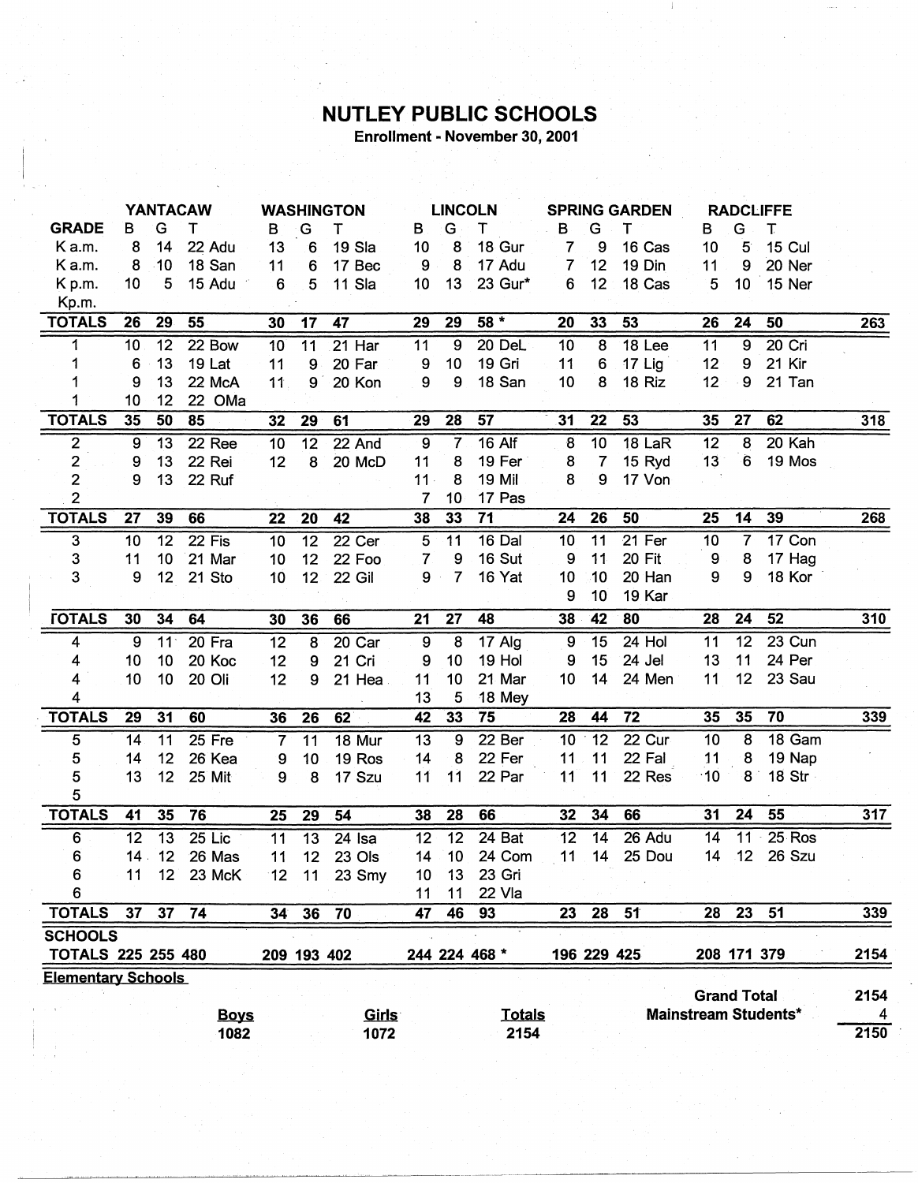# NUTLEY PUBLIC SCHOOLS

**Enrollment - November 30, 2001**

| | YANTACAW | | | | WASHINGTON | | | | LINCOLN | | | | SPRING GARDEN | | | | RADCLIFFE | | | | |
|---|---|---|---|---|---|---|---|---|---|---|---|---|---|---|---|---|---|---|---|---|---|
| **GRADE** | B | G | T | | B | G | T | | B | G | T | | B | G | T | | B | G | T | | |
| K a.m. | 8 | 14 | 22 | Adu | 13 | 6 | 19 | Sla | 10 | 8 | 18 | Gur | 7 | 9 | 16 | Cas | 10 | 5 | 15 | Cul | |
| K a.m. | 8 | 10 | 18 | San | 11 | 6 | 17 | Bec | 9 | 8 | 17 | Adu | 7 | 12 | 19 | Din | 11 | 9 | 20 | Ner | |
| K p.m. | 10 | 5 | 15 | Adu | 6 | 5 | 11 | Sla | 10 | 13 | 23 | Gur* | 6 | 12 | 18 | Cas | 5 | 10 | 15 | Ner | |
| Kp.m. | | | | | | | | | | | | | | | | | | | | | |
| **TOTALS** | **26** | **29** | **55** | | **30** | **17** | **47** | | **29** | **29** | **58 *** | | **20** | **33** | **53** | | **26** | **24** | **50** | | **263** |
| 1 | 10 | 12 | 22 | Bow | 10 | 11 | 21 | Har | 11 | 9 | 20 | DeL | 10 | 8 | 18 | Lee | 11 | 9 | 20 | Cri | |
| 1 | 6 | 13 | 19 | Lat | 11 | 9 | 20 | Far | 9 | 10 | 19 | Gri | 11 | 6 | 17 | Lig | 12 | 9 | 21 | Kir | |
| 1 | 9 | 13 | 22 | McA | 11 | 9 | 20 | Kon | 9 | 9 | 18 | San | 10 | 8 | 18 | Riz | 12 | 9 | 21 | Tan | |
| 1 | 10 | 12 | 22 | OMa | | | | | | | | | | | | | | | | | |
| **TOTALS** | **35** | **50** | **85** | | **32** | **29** | **61** | | **29** | **28** | **57** | | **31** | **22** | **53** | | **35** | **27** | **62** | | **318** |
| 2 | 9 | 13 | 22 | Ree | 10 | 12 | 22 | And | 9 | 7 | 16 | Alf | 8 | 10 | 18 | LaR | 12 | 8 | 20 | Kah | |
| 2 | 9 | 13 | 22 | Rei | 12 | 8 | 20 | McD | 11 | 8 | 19 | Fer | 8 | 7 | 15 | Ryd | 13 | 6 | 19 | Mos | |
| 2 | 9 | 13 | 22 | Ruf | | | | | 11 | 8 | 19 | Mil | 8 | 9 | 17 | Von | | | | | |
| 2 | | | | | | | | | 7 | 10 | 17 | Pas | | | | | | | | | |
| **TOTALS** | **27** | **39** | **66** | | **22** | **20** | **42** | | **38** | **33** | **71** | | **24** | **26** | **50** | | **25** | **14** | **39** | | **268** |
| 3 | 10 | 12 | 22 | Fis | 10 | 12 | 22 | Cer | 5 | 11 | 16 | Dal | 10 | 11 | 21 | Fer | 10 | 7 | 17 | Con | |
| 3 | 11 | 10 | 21 | Mar | 10 | 12 | 22 | Foo | 7 | 9 | 16 | Sut | 9 | 11 | 20 | Fit | 9 | 8 | 17 | Hag | |
| 3 | 9 | 12 | 21 | Sto | 10 | 12 | 22 | Gil | 9 | 7 | 16 | Yat | 10 | 10 | 20 | Han | 9 | 9 | 18 | Kor | |
| | | | | | | | | | | | | | 9 | 10 | 19 | Kar | | | | | |
| **TOTALS** | **30** | **34** | **64** | | **30** | **36** | **66** | | **21** | **27** | **48** | | **38** | **42** | **80** | | **28** | **24** | **52** | | **310** |
| 4 | 9 | 11 | 20 | Fra | 12 | 8 | 20 | Car | 9 | 8 | 17 | Alg | 9 | 15 | 24 | Hol | 11 | 12 | 23 | Cun | |
| 4 | 10 | 10 | 20 | Koc | 12 | 9 | 21 | Cri | 9 | 10 | 19 | Hol | 9 | 15 | 24 | Jel | 13 | 11 | 24 | Per | |
| 4 | 10 | 10 | 20 | Oli | 12 | 9 | 21 | Hea | 11 | 10 | 21 | Mar | 10 | 14 | 24 | Men | 11 | 12 | 23 | Sau | |
| 4 | | | | | | | | | 13 | 5 | 18 | Mey | | | | | | | | | |
| **TOTALS** | **29** | **31** | **60** | | **36** | **26** | **62** | | **42** | **33** | **75** | | **28** | **44** | **72** | | **35** | **35** | **70** | | **339** |
| 5 | 14 | 11 | 25 | Fre | 7 | 11 | 18 | Mur | 13 | 9 | 22 | Ber | 10 | 12 | 22 | Cur | 10 | 8 | 18 | Gam | |
| 5 | 14 | 12 | 26 | Kea | 9 | 10 | 19 | Ros | 14 | 8 | 22 | Fer | 11 | 11 | 22 | Fal | 11 | 8 | 19 | Nap | |
| 5 | 13 | 12 | 25 | Mit | 9 | 8 | 17 | Szu | 11 | 11 | 22 | Par | 11 | 11 | 22 | Res | 10 | 8 | 18 | Str | |
| 5 | | | | | | | | | | | | | | | | | | | | | |
| **TOTALS** | **41** | **35** | **76** | | **25** | **29** | **54** | | **38** | **28** | **66** | | **32** | **34** | **66** | | **31** | **24** | **55** | | **317** |
| 6 | 12 | 13 | 25 | Lic | 11 | 13 | 24 | Isa | 12 | 12 | 24 | Bat | 12 | 14 | 26 | Adu | 14 | 11 | 25 | Ros | |
| 6 | 14 | 12 | 26 | Mas | 11 | 12 | 23 | Ols | 14 | 10 | 24 | Com | 11 | 14 | 25 | Dou | 14 | 12 | 26 | Szu | |
| 6 | 11 | 12 | 23 | McK | 12 | 11 | 23 | Smy | 10 | 13 | 23 | Gri | | | | | | | | | |
| 6 | | | | | | | | | 11 | 11 | 22 | Vla | | | | | | | | | |
| **TOTALS** | **37** | **37** | **74** | | **34** | **36** | **70** | | **47** | **46** | **93** | | **23** | **28** | **51** | | **28** | **23** | **51** | | **339** |
| **SCHOOLS TOTALS** | **225** | **255** | **480** | | **209** | **193** | **402** | | **244** | **224** | **468 *** | | **196** | **229** | **425** | | **208** | **171** | **379** | | **2154** |

**Elementary Schools**

| **Boys** | **Girls** | **Totals** |
|---|---|---|
| 1082 | 1072 | 2154 |

| | |
|---|---|
| **Grand Total** | **2154** |
| **Mainstream Students*** | **4** |
| | **2150** |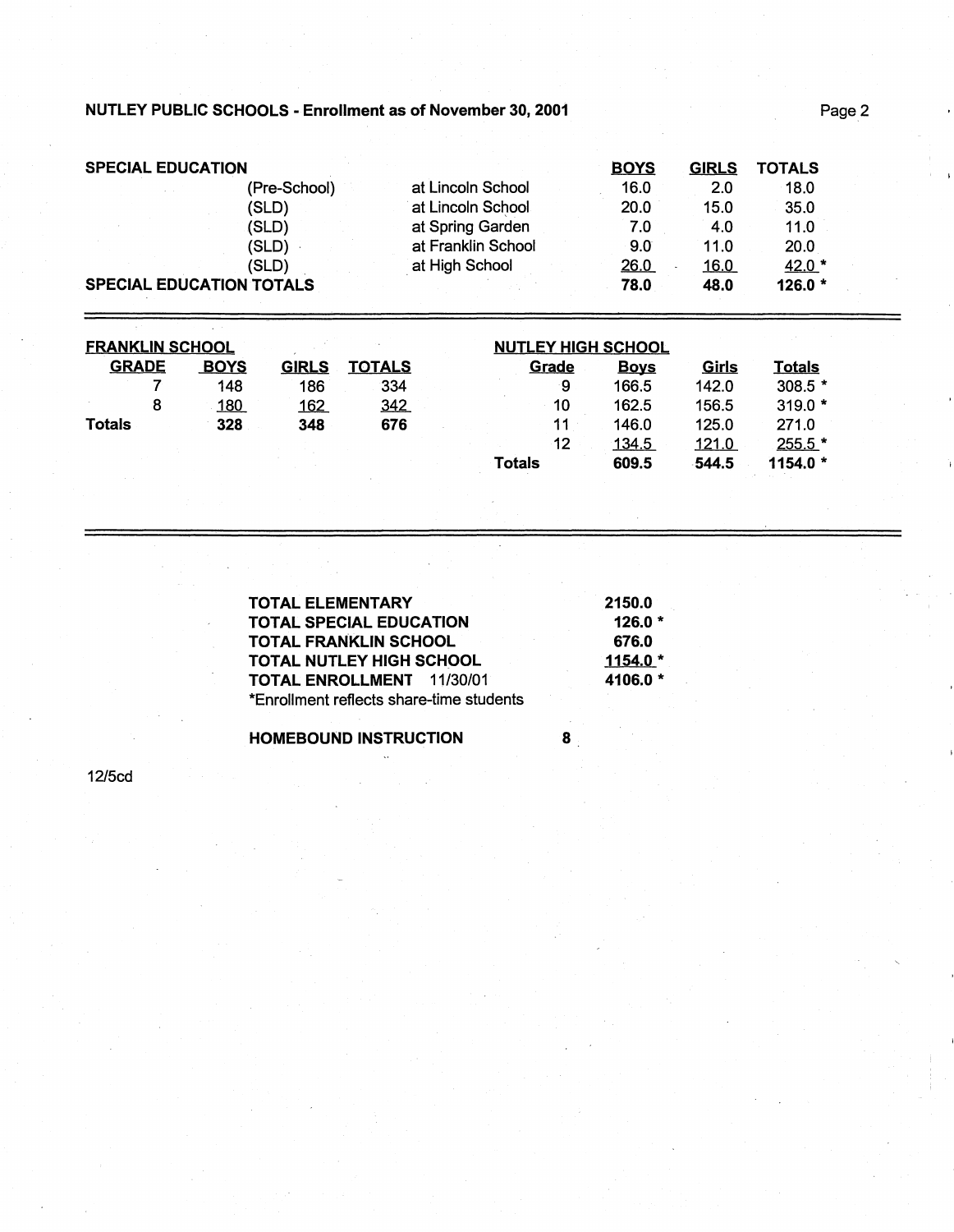## NUTLEY PUBLIC SCHOOLS - Enrollment as of November 30, 2001

| SPECIAL EDUCATION | | BOYS | GIRLS | TOTALS |
|---|---|---|---|---|
| (Pre-School) | at Lincoln School | 16.0 | 2.0 | 18.0 |
| (SLD) | at Lincoln School | 20.0 | 15.0 | 35.0 |
| (SLD) | at Spring Garden | 7.0 | 4.0 | 11.0 |
| (SLD) | at Franklin School | 9.0 | 11.0 | 20.0 |
| (SLD) | at High School | 26.0 | 16.0 | 42.0 * |
| **SPECIAL EDUCATION TOTALS** | | **78.0** | **48.0** | **126.0 *** |

**FRANKLIN SCHOOL**

| GRADE | BOYS | GIRLS | TOTALS |
|---|---|---|---|
| 7 | 148 | 186 | 334 |
| 8 | 180 | 162 | 342 |
| **Totals** | **328** | **348** | **676** |

**NUTLEY HIGH SCHOOL**

| Grade | Boys | Girls | Totals |
|---|---|---|---|
| 9 | 166.5 | 142.0 | 308.5 * |
| 10 | 162.5 | 156.5 | 319.0 * |
| 11 | 146.0 | 125.0 | 271.0 |
| 12 | 134.5 | 121.0 | 255.5 * |
| **Totals** | **609.5** | **544.5** | **1154.0 *** |

| | |
|---|---|
| **TOTAL ELEMENTARY** | **2150.0** |
| **TOTAL SPECIAL EDUCATION** | **126.0 *** |
| **TOTAL FRANKLIN SCHOOL** | **676.0** |
| **TOTAL NUTLEY HIGH SCHOOL** | **1154.0 *** |
| **TOTAL ENROLLMENT** 11/30/01 | **4106.0 *** |

*Enrollment reflects share-time students

**HOMEBOUND INSTRUCTION** **8**

12/5cd